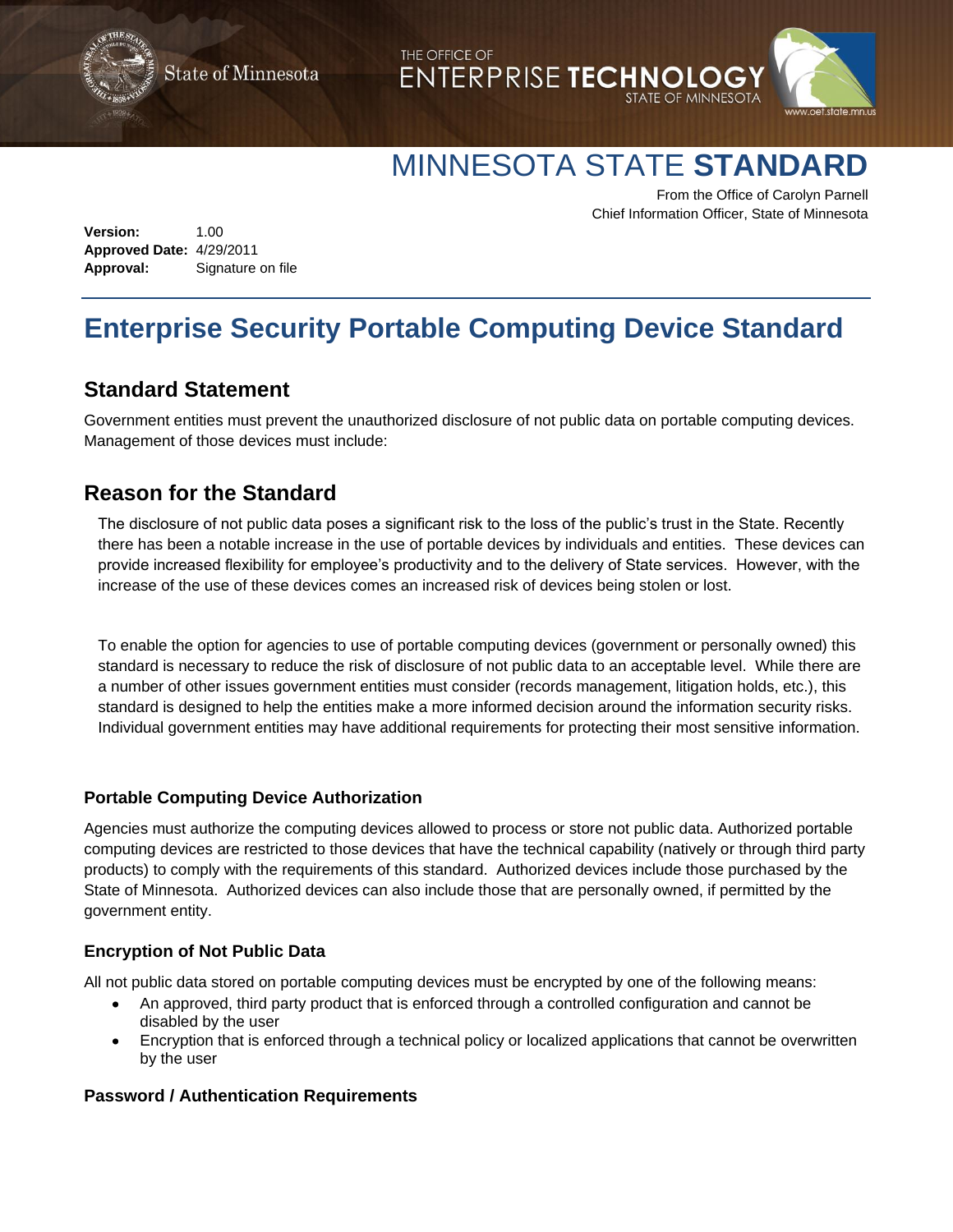State of Minnesota

THE OFFICE OF ENTERPRISE TECHNOLOGY
STATE OF MINNESOTA

# MINNESOTA STATE **STANDARD**

From the Office of Carolyn Parnell
Chief Information Officer, State of Minnesota

**Version:** 1.00
**Approved Date:** 4/29/2011
**Approval:** Signature on file

# Enterprise Security Portable Computing Device Standard

## Standard Statement

Government entities must prevent the unauthorized disclosure of not public data on portable computing devices. Management of those devices must include:

## Reason for the Standard

The disclosure of not public data poses a significant risk to the loss of the public's trust in the State. Recently there has been a notable increase in the use of portable devices by individuals and entities. These devices can provide increased flexibility for employee's productivity and to the delivery of State services. However, with the increase of the use of these devices comes an increased risk of devices being stolen or lost.

To enable the option for agencies to use of portable computing devices (government or personally owned) this standard is necessary to reduce the risk of disclosure of not public data to an acceptable level. While there are a number of other issues government entities must consider (records management, litigation holds, etc.), this standard is designed to help the entities make a more informed decision around the information security risks. Individual government entities may have additional requirements for protecting their most sensitive information.

### Portable Computing Device Authorization

Agencies must authorize the computing devices allowed to process or store not public data. Authorized portable computing devices are restricted to those devices that have the technical capability (natively or through third party products) to comply with the requirements of this standard. Authorized devices include those purchased by the State of Minnesota. Authorized devices can also include those that are personally owned, if permitted by the government entity.

### Encryption of Not Public Data

All not public data stored on portable computing devices must be encrypted by one of the following means:

- An approved, third party product that is enforced through a controlled configuration and cannot be disabled by the user
- Encryption that is enforced through a technical policy or localized applications that cannot be overwritten by the user

### Password / Authentication Requirements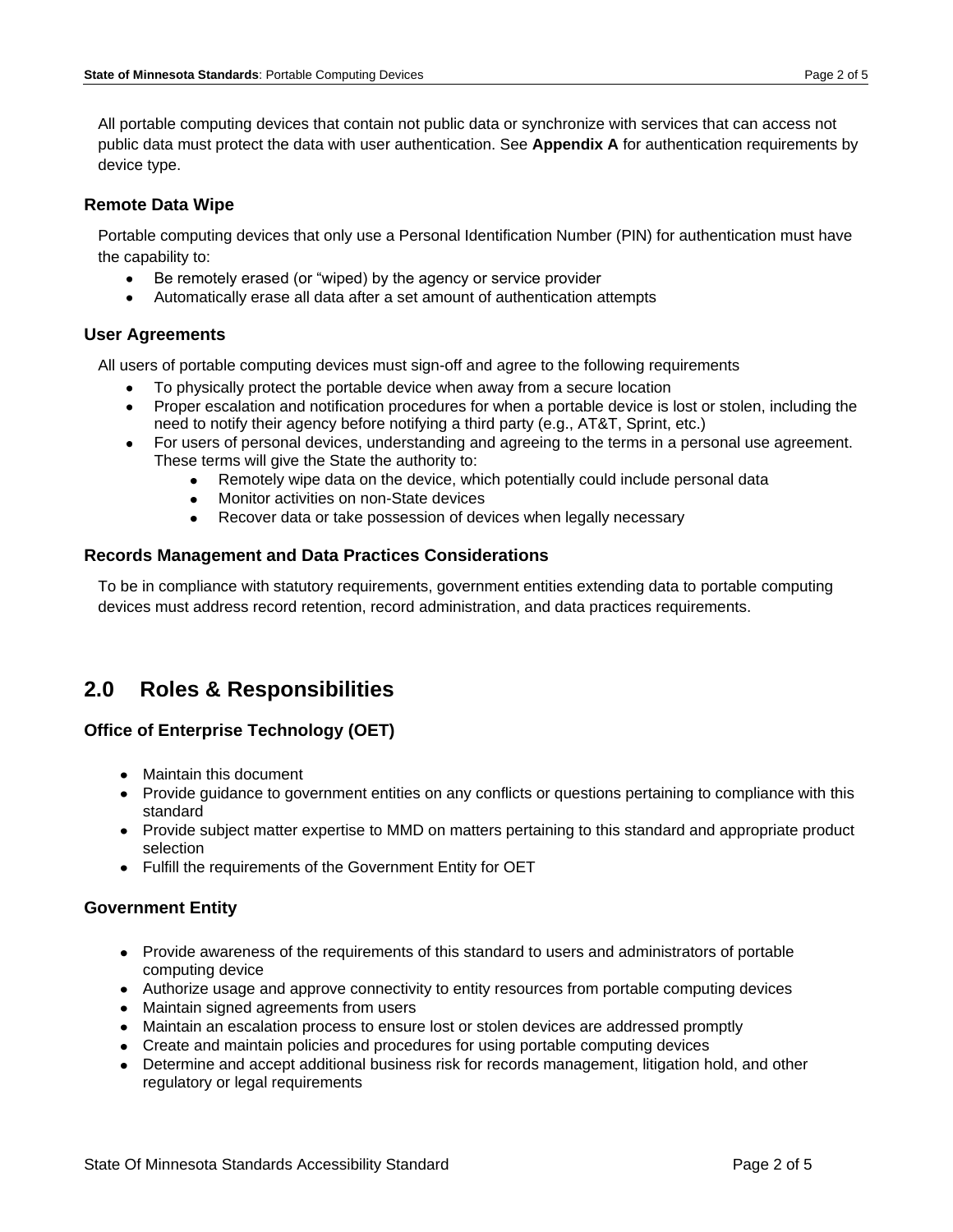All portable computing devices that contain not public data or synchronize with services that can access not public data must protect the data with user authentication. See **Appendix A** for authentication requirements by device type.

### Remote Data Wipe

Portable computing devices that only use a Personal Identification Number (PIN) for authentication must have the capability to:

- Be remotely erased (or “wiped) by the agency or service provider
- Automatically erase all data after a set amount of authentication attempts

### User Agreements

All users of portable computing devices must sign-off and agree to the following requirements

- To physically protect the portable device when away from a secure location
- Proper escalation and notification procedures for when a portable device is lost or stolen, including the need to notify their agency before notifying a third party (e.g., AT&T, Sprint, etc.)
- For users of personal devices, understanding and agreeing to the terms in a personal use agreement. These terms will give the State the authority to:
  - Remotely wipe data on the device, which potentially could include personal data
  - Monitor activities on non-State devices
  - Recover data or take possession of devices when legally necessary

### Records Management and Data Practices Considerations

To be in compliance with statutory requirements, government entities extending data to portable computing devices must address record retention, record administration, and data practices requirements.

## 2.0 Roles & Responsibilities

### Office of Enterprise Technology (OET)

- Maintain this document
- Provide guidance to government entities on any conflicts or questions pertaining to compliance with this standard
- Provide subject matter expertise to MMD on matters pertaining to this standard and appropriate product selection
- Fulfill the requirements of the Government Entity for OET

### Government Entity

- Provide awareness of the requirements of this standard to users and administrators of portable computing device
- Authorize usage and approve connectivity to entity resources from portable computing devices
- Maintain signed agreements from users
- Maintain an escalation process to ensure lost or stolen devices are addressed promptly
- Create and maintain policies and procedures for using portable computing devices
- Determine and accept additional business risk for records management, litigation hold, and other regulatory or legal requirements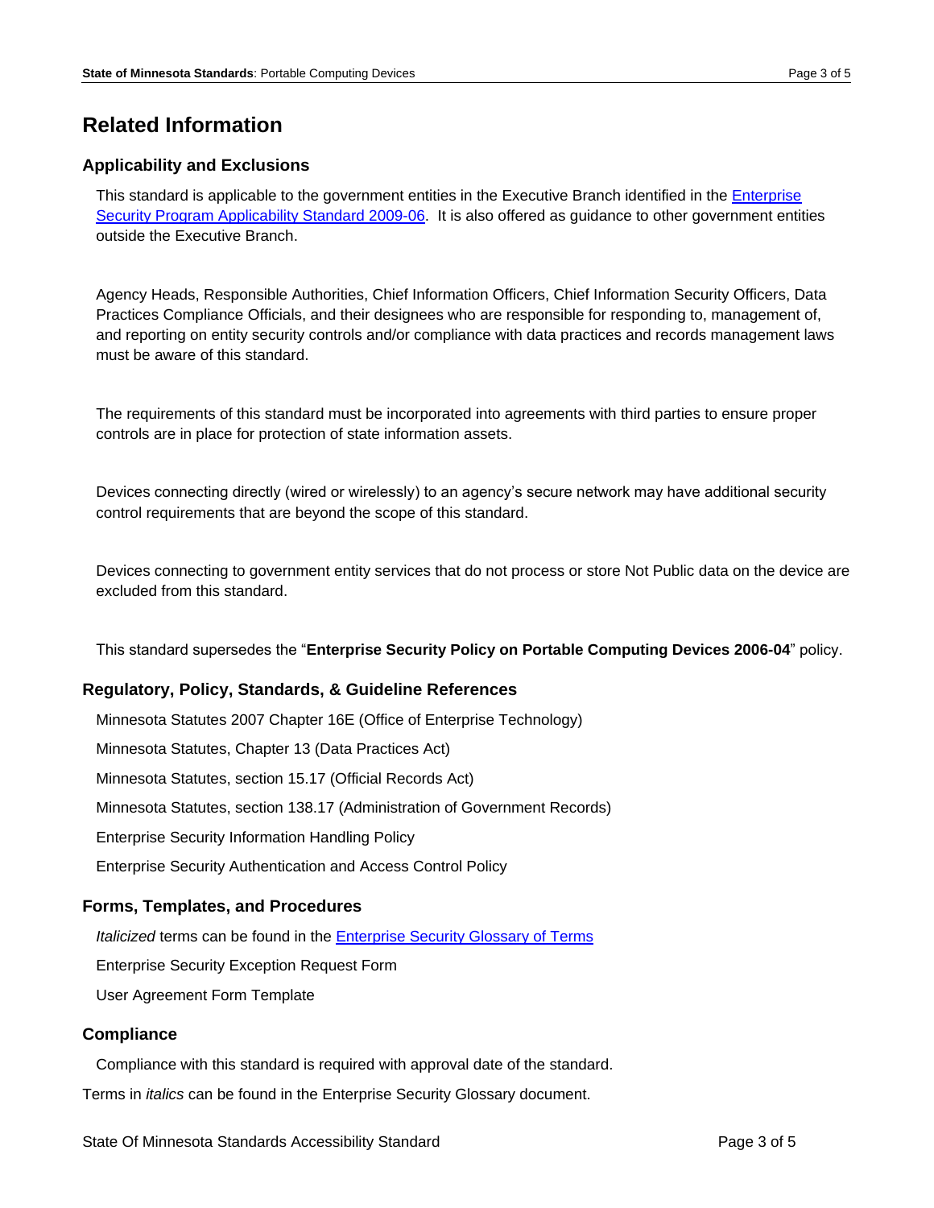# Related Information

## Applicability and Exclusions

This standard is applicable to the government entities in the Executive Branch identified in the [Enterprise Security Program Applicability Standard 2009-06](). It is also offered as guidance to other government entities outside the Executive Branch.

Agency Heads, Responsible Authorities, Chief Information Officers, Chief Information Security Officers, Data Practices Compliance Officials, and their designees who are responsible for responding to, management of, and reporting on entity security controls and/or compliance with data practices and records management laws must be aware of this standard.

The requirements of this standard must be incorporated into agreements with third parties to ensure proper controls are in place for protection of state information assets.

Devices connecting directly (wired or wirelessly) to an agency's secure network may have additional security control requirements that are beyond the scope of this standard.

Devices connecting to government entity services that do not process or store Not Public data on the device are excluded from this standard.

This standard supersedes the "**Enterprise Security Policy on Portable Computing Devices 2006-04**" policy.

## Regulatory, Policy, Standards, & Guideline References

Minnesota Statutes 2007 Chapter 16E (Office of Enterprise Technology)

Minnesota Statutes, Chapter 13 (Data Practices Act)

Minnesota Statutes, section 15.17 (Official Records Act)

Minnesota Statutes, section 138.17 (Administration of Government Records)

Enterprise Security Information Handling Policy

Enterprise Security Authentication and Access Control Policy

## Forms, Templates, and Procedures

*Italicized* terms can be found in the [Enterprise Security Glossary of Terms]()

Enterprise Security Exception Request Form

User Agreement Form Template

## Compliance

Compliance with this standard is required with approval date of the standard.

Terms in *italics* can be found in the Enterprise Security Glossary document.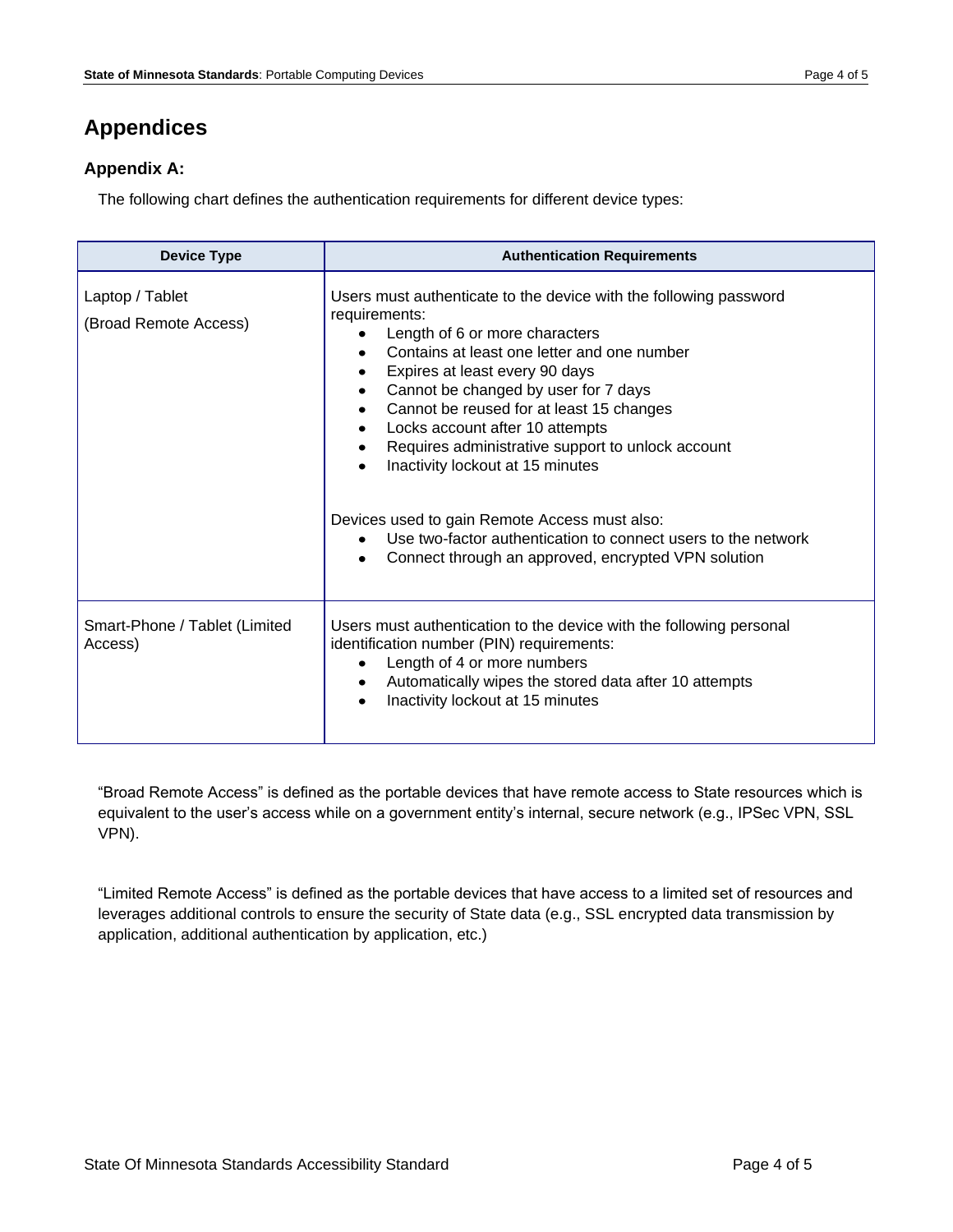# Appendices

## Appendix A:

The following chart defines the authentication requirements for different device types:

| Device Type | Authentication Requirements |
| --- | --- |
| Laptop / Tablet<br>(Broad Remote Access) | Users must authenticate to the device with the following password requirements:<br>• Length of 6 or more characters<br>• Contains at least one letter and one number<br>• Expires at least every 90 days<br>• Cannot be changed by user for 7 days<br>• Cannot be reused for at least 15 changes<br>• Locks account after 10 attempts<br>• Requires administrative support to unlock account<br>• Inactivity lockout at 15 minutes<br><br>Devices used to gain Remote Access must also:<br>• Use two-factor authentication to connect users to the network<br>• Connect through an approved, encrypted VPN solution |
| Smart-Phone / Tablet (Limited Access) | Users must authentication to the device with the following personal identification number (PIN) requirements:<br>• Length of 4 or more numbers<br>• Automatically wipes the stored data after 10 attempts<br>• Inactivity lockout at 15 minutes |

"Broad Remote Access" is defined as the portable devices that have remote access to State resources which is equivalent to the user's access while on a government entity's internal, secure network (e.g., IPSec VPN, SSL VPN).

"Limited Remote Access" is defined as the portable devices that have access to a limited set of resources and leverages additional controls to ensure the security of State data (e.g., SSL encrypted data transmission by application, additional authentication by application, etc.)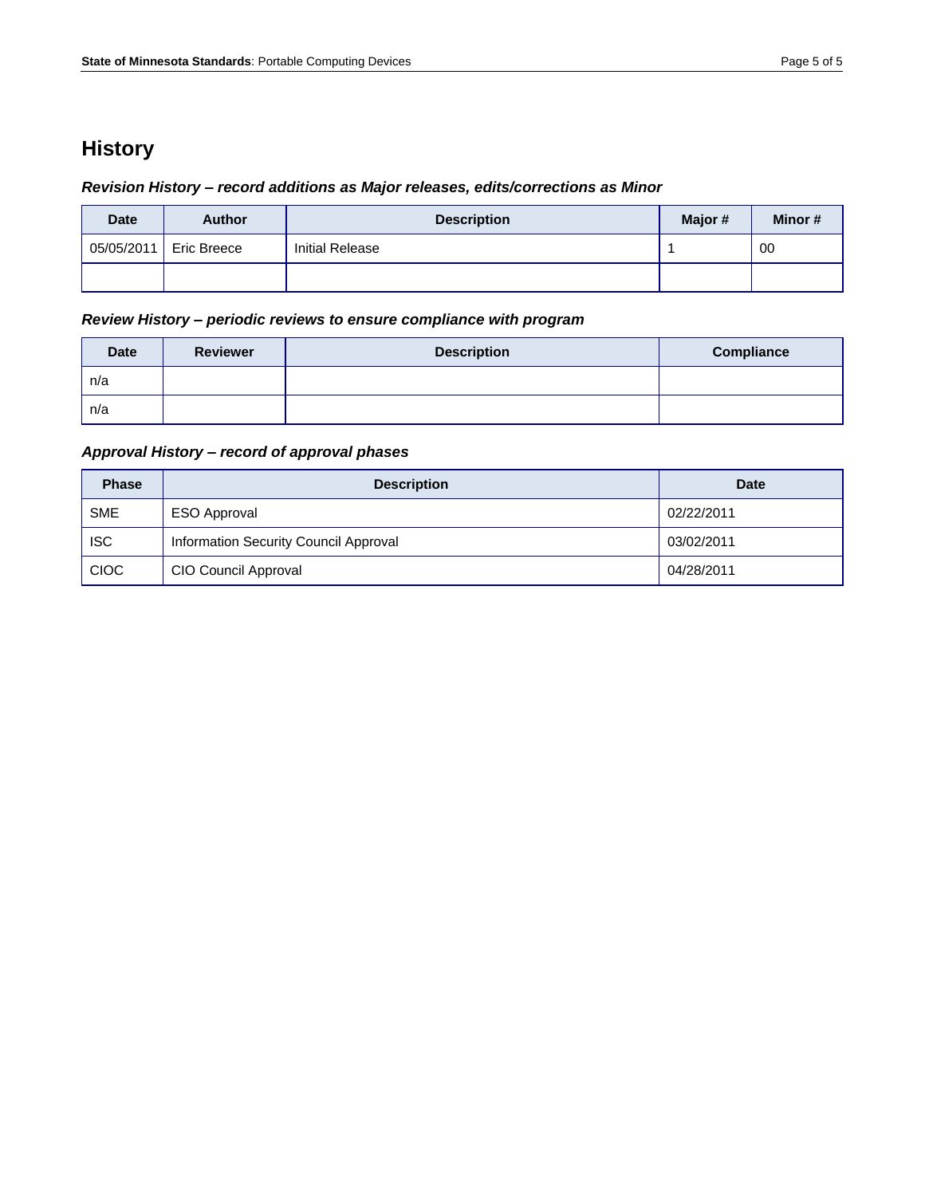## History

***Revision History – record additions as Major releases, edits/corrections as Minor***

| Date | Author | Description | Major # | Minor # |
|---|---|---|---|---|
| 05/05/2011 | Eric Breece | Initial Release | 1 | 00 |
| | | | | |

***Review History – periodic reviews to ensure compliance with program***

| Date | Reviewer | Description | Compliance |
|---|---|---|---|
| n/a | | | |
| n/a | | | |

***Approval History – record of approval phases***

| Phase | Description | Date |
|---|---|---|
| SME | ESO Approval | 02/22/2011 |
| ISC | Information Security Council Approval | 03/02/2011 |
| CIOC | CIO Council Approval | 04/28/2011 |